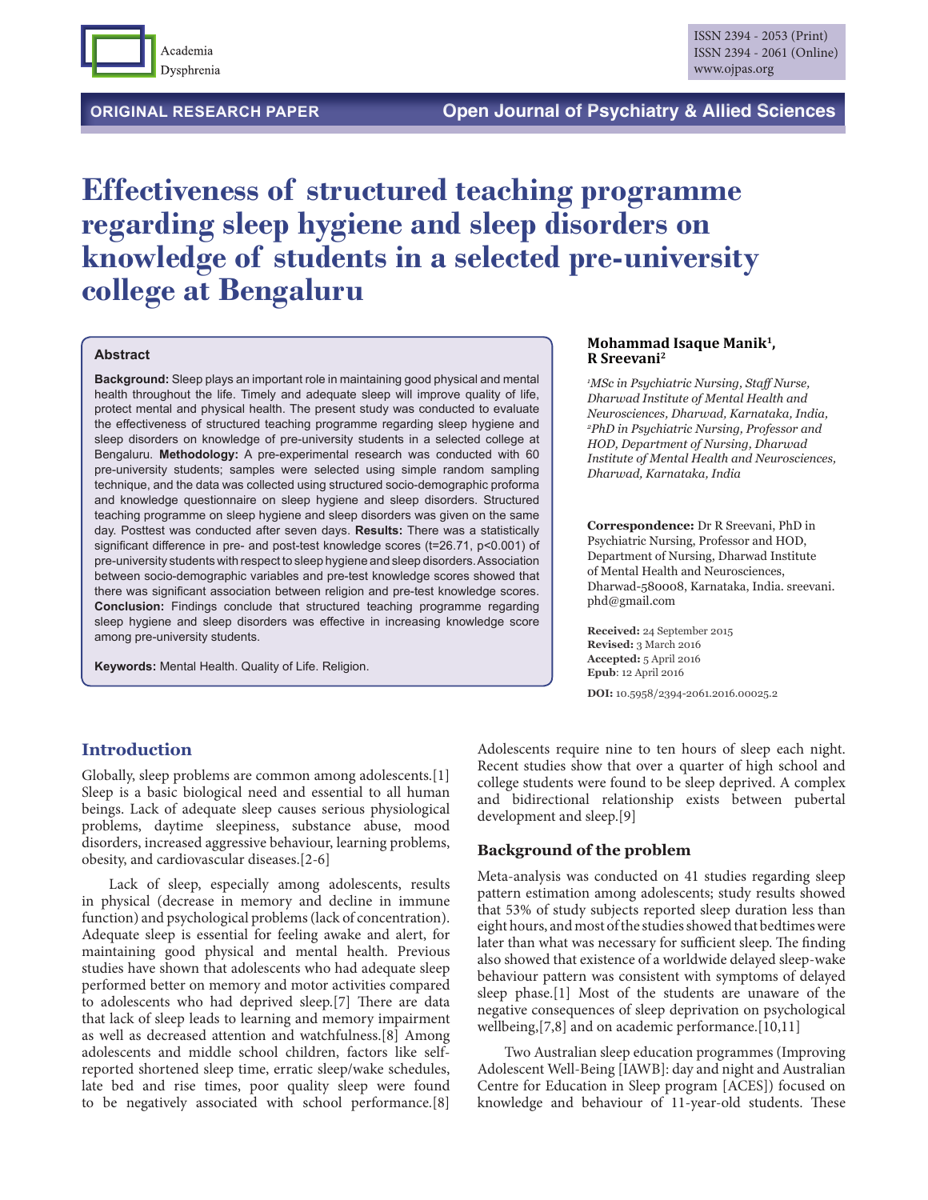ORIGINAL RESEARCH PAPER

Open Journal of Psychiatry & Allied Sciences

# Effectiveness of structured teaching programme regarding sleep hygiene and sleep disorders on knowledge of students in a selected pre-university college at Bengaluru

**Mohammad Isaque Manik[1], R Sreevani[2]**

*[1]MSc in Psychiatric Nursing, Staff Nurse, Dharwad Institute of Mental Health and Neurosciences, Dharwad, Karnataka, India, [2]PhD in Psychiatric Nursing, Professor and HOD, Department of Nursing, Dharwad Institute of Mental Health and Neurosciences, Dharwad, Karnataka, India*

**Correspondence:** Dr R Sreevani, PhD in Psychiatric Nursing, Professor and HOD, Department of Nursing, Dharwad Institute of Mental Health and Neurosciences, Dharwad-580008, Karnataka, India. sreevani.phd@gmail.com

**Received:** 24 September 2015
**Revised:** 3 March 2016
**Accepted:** 5 April 2016
**Epub**: 12 April 2016

**DOI:** 10.5958/2394-2061.2016.00025.2

## Abstract

**Background:** Sleep plays an important role in maintaining good physical and mental health throughout the life. Timely and adequate sleep will improve quality of life, protect mental and physical health. The present study was conducted to evaluate the effectiveness of structured teaching programme regarding sleep hygiene and sleep disorders on knowledge of pre-university students in a selected college at Bengaluru. **Methodology:** A pre-experimental research was conducted with 60 pre-university students; samples were selected using simple random sampling technique, and the data was collected using structured socio-demographic proforma and knowledge questionnaire on sleep hygiene and sleep disorders. Structured teaching programme on sleep hygiene and sleep disorders was given on the same day. Posttest was conducted after seven days. **Results:** There was a statistically significant difference in pre- and post-test knowledge scores ($t=26.71$, $p<0.001$) of pre-university students with respect to sleep hygiene and sleep disorders. Association between socio-demographic variables and pre-test knowledge scores showed that there was significant association between religion and pre-test knowledge scores. **Conclusion:** Findings conclude that structured teaching programme regarding sleep hygiene and sleep disorders was effective in increasing knowledge score among pre-university students.

**Keywords:** Mental Health. Quality of Life. Religion.

## Introduction

Globally, sleep problems are common among adolescents.[1] Sleep is a basic biological need and essential to all human beings. Lack of adequate sleep causes serious physiological problems, daytime sleepiness, substance abuse, mood disorders, increased aggressive behaviour, learning problems, obesity, and cardiovascular diseases.[2-6]

Lack of sleep, especially among adolescents, results in physical (decrease in memory and decline in immune function) and psychological problems (lack of concentration). Adequate sleep is essential for feeling awake and alert, for maintaining good physical and mental health. Previous studies have shown that adolescents who had adequate sleep performed better on memory and motor activities compared to adolescents who had deprived sleep.[7] There are data that lack of sleep leads to learning and memory impairment as well as decreased attention and watchfulness.[8] Among adolescents and middle school children, factors like self-reported shortened sleep time, erratic sleep/wake schedules, late bed and rise times, poor quality sleep were found to be negatively associated with school performance.[8] Adolescents require nine to ten hours of sleep each night. Recent studies show that over a quarter of high school and college students were found to be sleep deprived. A complex and bidirectional relationship exists between pubertal development and sleep.[9]

### Background of the problem

Meta-analysis was conducted on 41 studies regarding sleep pattern estimation among adolescents; study results showed that 53% of study subjects reported sleep duration less than eight hours, and most of the studies showed that bedtimes were later than what was necessary for sufficient sleep. The finding also showed that existence of a worldwide delayed sleep-wake behaviour pattern was consistent with symptoms of delayed sleep phase.[1] Most of the students are unaware of the negative consequences of sleep deprivation on psychological wellbeing,[7,8] and on academic performance.[10,11]

Two Australian sleep education programmes (Improving Adolescent Well-Being [IAWB]: day and night and Australian Centre for Education in Sleep program [ACES]) focused on knowledge and behaviour of 11-year-old students. These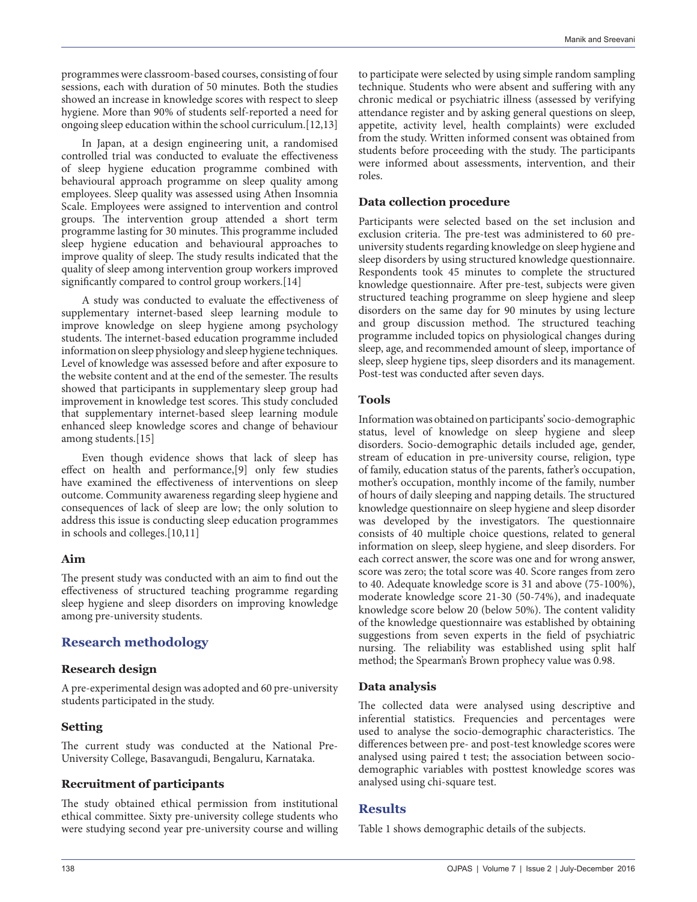programmes were classroom-based courses, consisting of four sessions, each with duration of 50 minutes. Both the studies showed an increase in knowledge scores with respect to sleep hygiene. More than 90% of students self-reported a need for ongoing sleep education within the school curriculum.[12,13]

In Japan, at a design engineering unit, a randomised controlled trial was conducted to evaluate the effectiveness of sleep hygiene education programme combined with behavioural approach programme on sleep quality among employees. Sleep quality was assessed using Athen Insomnia Scale. Employees were assigned to intervention and control groups. The intervention group attended a short term programme lasting for 30 minutes. This programme included sleep hygiene education and behavioural approaches to improve quality of sleep. The study results indicated that the quality of sleep among intervention group workers improved significantly compared to control group workers.[14]

A study was conducted to evaluate the effectiveness of supplementary internet-based sleep learning module to improve knowledge on sleep hygiene among psychology students. The internet-based education programme included information on sleep physiology and sleep hygiene techniques. Level of knowledge was assessed before and after exposure to the website content and at the end of the semester. The results showed that participants in supplementary sleep group had improvement in knowledge test scores. This study concluded that supplementary internet-based sleep learning module enhanced sleep knowledge scores and change of behaviour among students.[15]

Even though evidence shows that lack of sleep has effect on health and performance,[9] only few studies have examined the effectiveness of interventions on sleep outcome. Community awareness regarding sleep hygiene and consequences of lack of sleep are low; the only solution to address this issue is conducting sleep education programmes in schools and colleges.[10,11]

### Aim

The present study was conducted with an aim to find out the effectiveness of structured teaching programme regarding sleep hygiene and sleep disorders on improving knowledge among pre-university students.

## Research methodology

### Research design

A pre-experimental design was adopted and 60 pre-university students participated in the study.

### Setting

The current study was conducted at the National Pre-University College, Basavangudi, Bengaluru, Karnataka.

### Recruitment of participants

The study obtained ethical permission from institutional ethical committee. Sixty pre-university college students who were studying second year pre-university course and willing to participate were selected by using simple random sampling technique. Students who were absent and suffering with any chronic medical or psychiatric illness (assessed by verifying attendance register and by asking general questions on sleep, appetite, activity level, health complaints) were excluded from the study. Written informed consent was obtained from students before proceeding with the study. The participants were informed about assessments, intervention, and their roles.

### Data collection procedure

Participants were selected based on the set inclusion and exclusion criteria. The pre-test was administered to 60 pre-university students regarding knowledge on sleep hygiene and sleep disorders by using structured knowledge questionnaire. Respondents took 45 minutes to complete the structured knowledge questionnaire. After pre-test, subjects were given structured teaching programme on sleep hygiene and sleep disorders on the same day for 90 minutes by using lecture and group discussion method. The structured teaching programme included topics on physiological changes during sleep, age, and recommended amount of sleep, importance of sleep, sleep hygiene tips, sleep disorders and its management. Post-test was conducted after seven days.

### Tools

Information was obtained on participants' socio-demographic status, level of knowledge on sleep hygiene and sleep disorders. Socio-demographic details included age, gender, stream of education in pre-university course, religion, type of family, education status of the parents, father's occupation, mother's occupation, monthly income of the family, number of hours of daily sleeping and napping details. The structured knowledge questionnaire on sleep hygiene and sleep disorder was developed by the investigators. The questionnaire consists of 40 multiple choice questions, related to general information on sleep, sleep hygiene, and sleep disorders. For each correct answer, the score was one and for wrong answer, score was zero; the total score was 40. Score ranges from zero to 40. Adequate knowledge score is 31 and above (75-100%), moderate knowledge score 21-30 (50-74%), and inadequate knowledge score below 20 (below 50%). The content validity of the knowledge questionnaire was established by obtaining suggestions from seven experts in the field of psychiatric nursing. The reliability was established using split half method; the Spearman's Brown prophecy value was 0.98.

### Data analysis

The collected data were analysed using descriptive and inferential statistics. Frequencies and percentages were used to analyse the socio-demographic characteristics. The differences between pre- and post-test knowledge scores were analysed using paired t test; the association between socio-demographic variables with posttest knowledge scores was analysed using chi-square test.

## Results

Table 1 shows demographic details of the subjects.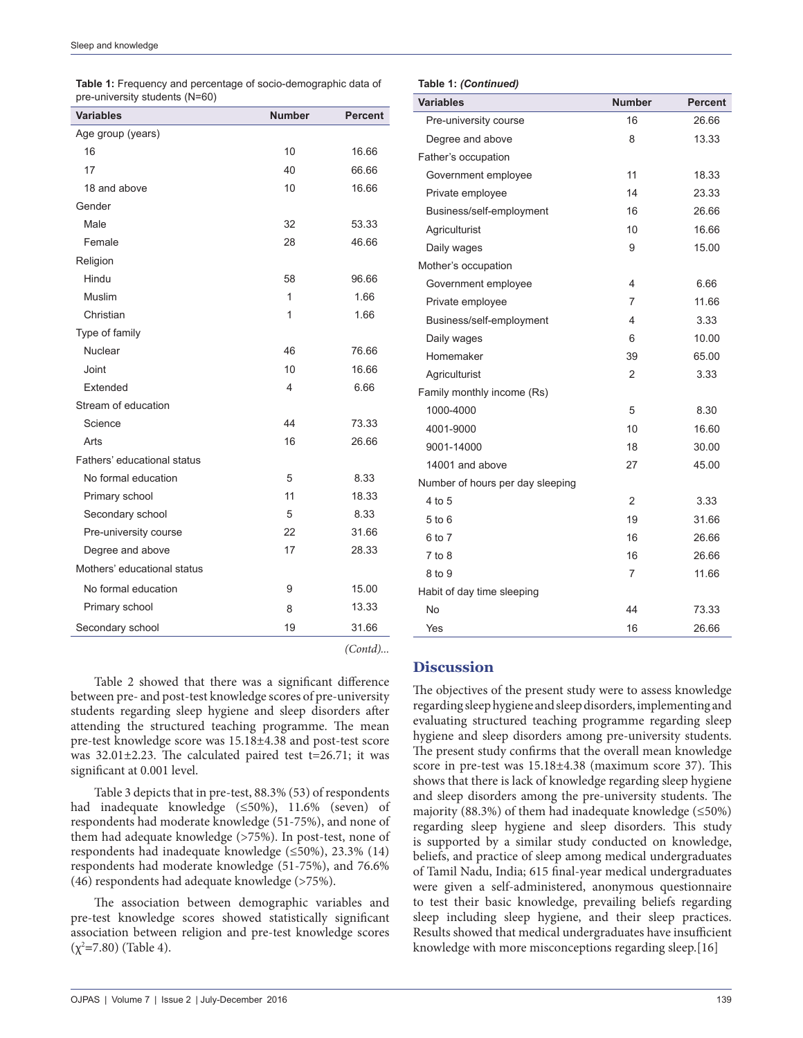**Table 1:** Frequency and percentage of socio-demographic data of pre-university students (N=60)

| Variables | Number | Percent |
|---|---|---|
| Age group (years) | | |
| 16 | 10 | 16.66 |
| 17 | 40 | 66.66 |
| 18 and above | 10 | 16.66 |
| Gender | | |
| Male | 32 | 53.33 |
| Female | 28 | 46.66 |
| Religion | | |
| Hindu | 58 | 96.66 |
| Muslim | 1 | 1.66 |
| Christian | 1 | 1.66 |
| Type of family | | |
| Nuclear | 46 | 76.66 |
| Joint | 10 | 16.66 |
| Extended | 4 | 6.66 |
| Stream of education | | |
| Science | 44 | 73.33 |
| Arts | 16 | 26.66 |
| Fathers' educational status | | |
| No formal education | 5 | 8.33 |
| Primary school | 11 | 18.33 |
| Secondary school | 5 | 8.33 |
| Pre-university course | 22 | 31.66 |
| Degree and above | 17 | 28.33 |
| Mothers' educational status | | |
| No formal education | 9 | 15.00 |
| Primary school | 8 | 13.33 |
| Secondary school | 19 | 31.66 |
| Pre-university course | 16 | 26.66 |
| Degree and above | 8 | 13.33 |
| Father's occupation | | |
| Government employee | 11 | 18.33 |
| Private employee | 14 | 23.33 |
| Business/self-employment | 16 | 26.66 |
| Agriculturist | 10 | 16.66 |
| Daily wages | 9 | 15.00 |
| Mother's occupation | | |
| Government employee | 4 | 6.66 |
| Private employee | 7 | 11.66 |
| Business/self-employment | 4 | 3.33 |
| Daily wages | 6 | 10.00 |
| Homemaker | 39 | 65.00 |
| Agriculturist | 2 | 3.33 |
| Family monthly income (Rs) | | |
| 1000-4000 | 5 | 8.30 |
| 4001-9000 | 10 | 16.60 |
| 9001-14000 | 18 | 30.00 |
| 14001 and above | 27 | 45.00 |
| Number of hours per day sleeping | | |
| 4 to 5 | 2 | 3.33 |
| 5 to 6 | 19 | 31.66 |
| 6 to 7 | 16 | 26.66 |
| 7 to 8 | 16 | 26.66 |
| 8 to 9 | 7 | 11.66 |
| Habit of day time sleeping | | |
| No | 44 | 73.33 |
| Yes | 16 | 26.66 |

Table 2 showed that there was a significant difference between pre- and post-test knowledge scores of pre-university students regarding sleep hygiene and sleep disorders after attending the structured teaching programme. The mean pre-test knowledge score was 15.18±4.38 and post-test score was 32.01±2.23. The calculated paired test t=26.71; it was significant at 0.001 level.

Table 3 depicts that in pre-test, 88.3% (53) of respondents had inadequate knowledge (≤50%), 11.6% (seven) of respondents had moderate knowledge (51-75%), and none of them had adequate knowledge (>75%). In post-test, none of respondents had inadequate knowledge (≤50%), 23.3% (14) respondents had moderate knowledge (51-75%), and 76.6% (46) respondents had adequate knowledge (>75%).

The association between demographic variables and pre-test knowledge scores showed statistically significant association between religion and pre-test knowledge scores ($\chi^2$=7.80) (Table 4).

## Discussion

The objectives of the present study were to assess knowledge regarding sleep hygiene and sleep disorders, implementing and evaluating structured teaching programme regarding sleep hygiene and sleep disorders among pre-university students. The present study confirms that the overall mean knowledge score in pre-test was 15.18±4.38 (maximum score 37). This shows that there is lack of knowledge regarding sleep hygiene and sleep disorders among the pre-university students. The majority (88.3%) of them had inadequate knowledge (≤50%) regarding sleep hygiene and sleep disorders. This study is supported by a similar study conducted on knowledge, beliefs, and practice of sleep among medical undergraduates of Tamil Nadu, India; 615 final-year medical undergraduates were given a self-administered, anonymous questionnaire to test their basic knowledge, prevailing beliefs regarding sleep including sleep hygiene, and their sleep practices. Results showed that medical undergraduates have insufficient knowledge with more misconceptions regarding sleep.[16]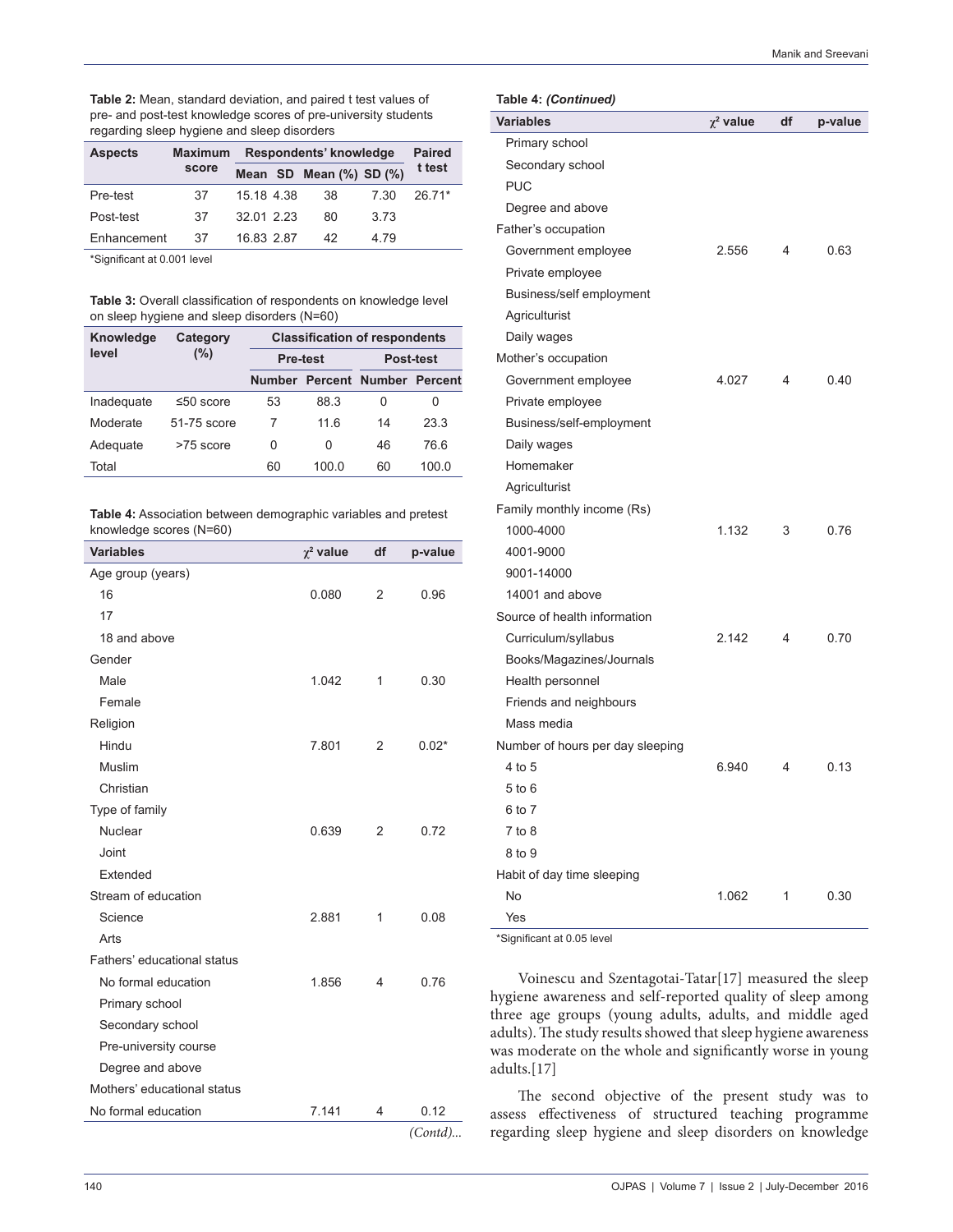**Table 2:** Mean, standard deviation, and paired t test values of pre- and post-test knowledge scores of pre-university students regarding sleep hygiene and sleep disorders

| Aspects | Maximum score | Respondents' knowledge | | | | Paired t test |
|---|---|---|---|---|---|---|
| | | Mean | SD | Mean (%) | SD (%) | |
| Pre-test | 37 | 15.18 | 4.38 | 38 | 7.30 | 26.71* |
| Post-test | 37 | 32.01 | 2.23 | 80 | 3.73 | |
| Enhancement | 37 | 16.83 | 2.87 | 42 | 4.79 | |

*Significant at 0.001 level

**Table 3:** Overall classification of respondents on knowledge level on sleep hygiene and sleep disorders (N=60)

| Knowledge level | Category (%) | Classification of respondents | | | |
|---|---|---|---|---|---|
| | | Pre-test | | Post-test | |
| | | Number | Percent | Number | Percent |
| Inadequate | ≤50 score | 53 | 88.3 | 0 | 0 |
| Moderate | 51-75 score | 7 | 11.6 | 14 | 23.3 |
| Adequate | >75 score | 0 | 0 | 46 | 76.6 |
| Total | | 60 | 100.0 | 60 | 100.0 |

**Table 4:** Association between demographic variables and pretest knowledge scores (N=60)

| Variables | $\chi^2$ value | df | p-value |
|---|---|---|---|
| Age group (years) | | | |
| 16 | 0.080 | 2 | 0.96 |
| 17 | | | |
| 18 and above | | | |
| Gender | | | |
| Male | 1.042 | 1 | 0.30 |
| Female | | | |
| Religion | | | |
| Hindu | 7.801 | 2 | 0.02* |
| Muslim | | | |
| Christian | | | |
| Type of family | | | |
| Nuclear | 0.639 | 2 | 0.72 |
| Joint | | | |
| Extended | | | |
| Stream of education | | | |
| Science | 2.881 | 1 | 0.08 |
| Arts | | | |
| Fathers' educational status | | | |
| No formal education | 1.856 | 4 | 0.76 |
| Primary school | | | |
| Secondary school | | | |
| Pre-university course | | | |
| Degree and above | | | |
| Mothers' educational status | | | |
| No formal education | 7.141 | 4 | 0.12 |
| Primary school | | | |
| Secondary school | | | |
| PUC | | | |
| Degree and above | | | |
| Father's occupation | | | |
| Government employee | 2.556 | 4 | 0.63 |
| Private employee | | | |
| Business/self employment | | | |
| Agriculturist | | | |
| Daily wages | | | |
| Mother's occupation | | | |
| Government employee | 4.027 | 4 | 0.40 |
| Private employee | | | |
| Business/self-employment | | | |
| Daily wages | | | |
| Homemaker | | | |
| Agriculturist | | | |
| Family monthly income (Rs) | | | |
| 1000-4000 | 1.132 | 3 | 0.76 |
| 4001-9000 | | | |
| 9001-14000 | | | |
| 14001 and above | | | |
| Source of health information | | | |
| Curriculum/syllabus | 2.142 | 4 | 0.70 |
| Books/Magazines/Journals | | | |
| Health personnel | | | |
| Friends and neighbours | | | |
| Mass media | | | |
| Number of hours per day sleeping | | | |
| 4 to 5 | 6.940 | 4 | 0.13 |
| 5 to 6 | | | |
| 6 to 7 | | | |
| 7 to 8 | | | |
| 8 to 9 | | | |
| Habit of day time sleeping | | | |
| No | 1.062 | 1 | 0.30 |
| Yes | | | |

*Significant at 0.05 level

Voinescu and Szentagotai-Tatar[17] measured the sleep hygiene awareness and self-reported quality of sleep among three age groups (young adults, adults, and middle aged adults). The study results showed that sleep hygiene awareness was moderate on the whole and significantly worse in young adults.[17]

The second objective of the present study was to assess effectiveness of structured teaching programme regarding sleep hygiene and sleep disorders on knowledge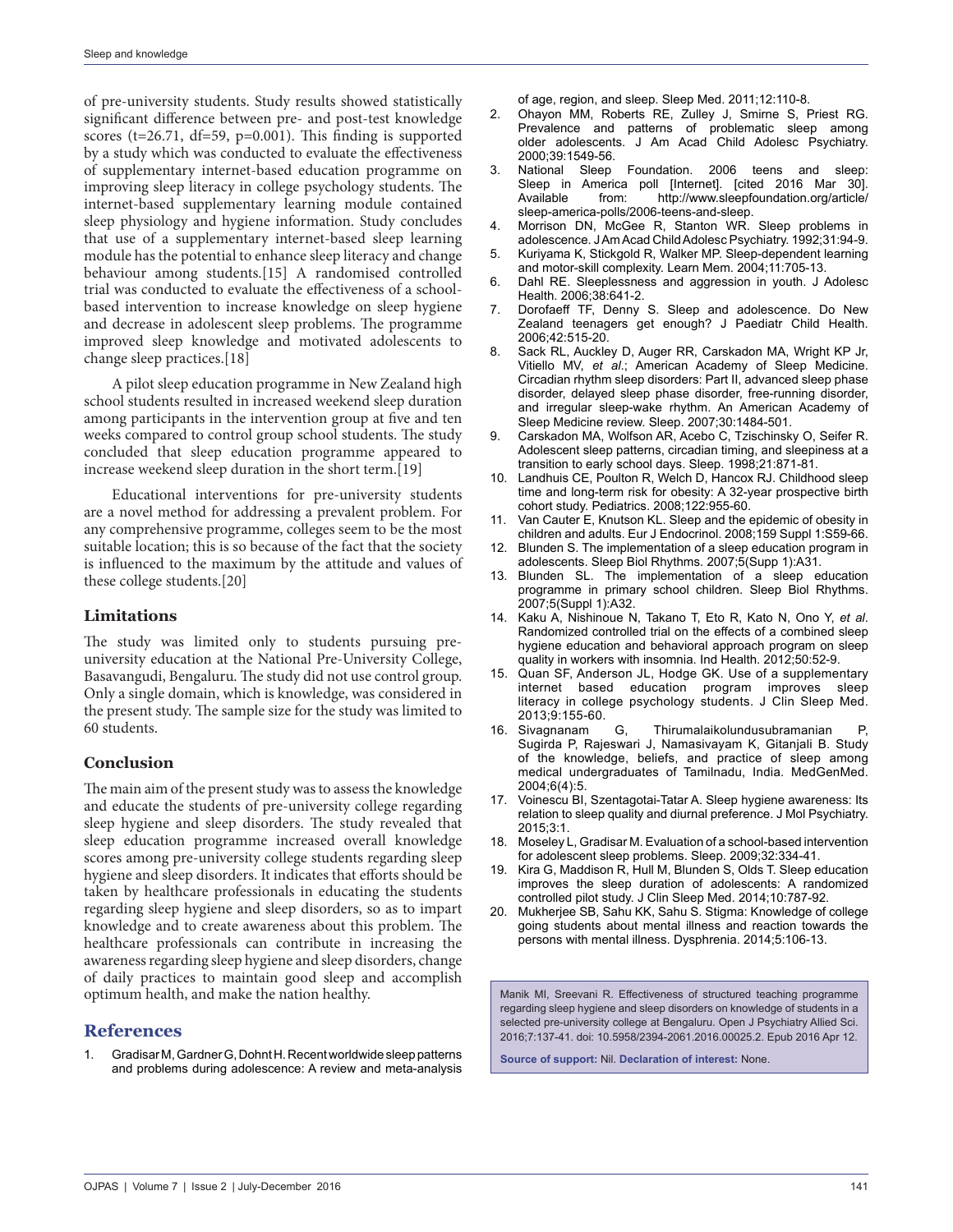of pre-university students. Study results showed statistically significant difference between pre- and post-test knowledge scores (t=26.71, df=59, p=0.001). This finding is supported by a study which was conducted to evaluate the effectiveness of supplementary internet-based education programme on improving sleep literacy in college psychology students. The internet-based supplementary learning module contained sleep physiology and hygiene information. Study concludes that use of a supplementary internet-based sleep learning module has the potential to enhance sleep literacy and change behaviour among students.[15] A randomised controlled trial was conducted to evaluate the effectiveness of a school-based intervention to increase knowledge on sleep hygiene and decrease in adolescent sleep problems. The programme improved sleep knowledge and motivated adolescents to change sleep practices.[18]

A pilot sleep education programme in New Zealand high school students resulted in increased weekend sleep duration among participants in the intervention group at five and ten weeks compared to control group school students. The study concluded that sleep education programme appeared to increase weekend sleep duration in the short term.[19]

Educational interventions for pre-university students are a novel method for addressing a prevalent problem. For any comprehensive programme, colleges seem to be the most suitable location; this is so because of the fact that the society is influenced to the maximum by the attitude and values of these college students.[20]

### Limitations

The study was limited only to students pursuing pre-university education at the National Pre-University College, Basavangudi, Bengaluru. The study did not use control group. Only a single domain, which is knowledge, was considered in the present study. The sample size for the study was limited to 60 students.

### Conclusion

The main aim of the present study was to assess the knowledge and educate the students of pre-university college regarding sleep hygiene and sleep disorders. The study revealed that sleep education programme increased overall knowledge scores among pre-university college students regarding sleep hygiene and sleep disorders. It indicates that efforts should be taken by healthcare professionals in educating the students regarding sleep hygiene and sleep disorders, so as to impart knowledge and to create awareness about this problem. The healthcare professionals can contribute in increasing the awareness regarding sleep hygiene and sleep disorders, change of daily practices to maintain good sleep and accomplish optimum health, and make the nation healthy.

## References

1. Gradisar M, Gardner G, Dohnt H. Recent worldwide sleep patterns and problems during adolescence: A review and meta-analysis of age, region, and sleep. Sleep Med. 2011;12:110-8.
2. Ohayon MM, Roberts RE, Zulley J, Smirne S, Priest RG. Prevalence and patterns of problematic sleep among older adolescents. J Am Acad Child Adolesc Psychiatry. 2000;39:1549-56.
3. National Sleep Foundation. 2006 teens and sleep: Sleep in America poll [Internet]. [cited 2016 Mar 30]. Available from: http://www.sleepfoundation.org/article/sleep-america-polls/2006-teens-and-sleep.
4. Morrison DN, McGee R, Stanton WR. Sleep problems in adolescence. J Am Acad Child Adolesc Psychiatry. 1992;31:94-9.
5. Kuriyama K, Stickgold R, Walker MP. Sleep-dependent learning and motor-skill complexity. Learn Mem. 2004;11:705-13.
6. Dahl RE. Sleeplessness and aggression in youth. J Adolesc Health. 2006;38:641-2.
7. Dorofaeff TF, Denny S. Sleep and adolescence. Do New Zealand teenagers get enough? J Paediatr Child Health. 2006;42:515-20.
8. Sack RL, Auckley D, Auger RR, Carskadon MA, Wright KP Jr, Vitiello MV, *et al*.; American Academy of Sleep Medicine. Circadian rhythm sleep disorders: Part II, advanced sleep phase disorder, delayed sleep phase disorder, free-running disorder, and irregular sleep-wake rhythm. An American Academy of Sleep Medicine review. Sleep. 2007;30:1484-501.
9. Carskadon MA, Wolfson AR, Acebo C, Tzischinsky O, Seifer R. Adolescent sleep patterns, circadian timing, and sleepiness at a transition to early school days. Sleep. 1998;21:871-81.
10. Landhuis CE, Poulton R, Welch D, Hancox RJ. Childhood sleep time and long-term risk for obesity: A 32-year prospective birth cohort study. Pediatrics. 2008;122:955-60.
11. Van Cauter E, Knutson KL. Sleep and the epidemic of obesity in children and adults. Eur J Endocrinol. 2008;159 Suppl 1:S59-66.
12. Blunden S. The implementation of a sleep education program in adolescents. Sleep Biol Rhythms. 2007;5(Supp 1):A31.
13. Blunden SL. The implementation of a sleep education programme in primary school children. Sleep Biol Rhythms. 2007;5(Suppl 1):A32.
14. Kaku A, Nishinoue N, Takano T, Eto R, Kato N, Ono Y, *et al*. Randomized controlled trial on the effects of a combined sleep hygiene education and behavioral approach program on sleep quality in workers with insomnia. Ind Health. 2012;50:52-9.
15. Quan SF, Anderson JL, Hodge GK. Use of a supplementary internet based education program improves sleep literacy in college psychology students. J Clin Sleep Med. 2013;9:155-60.
16. Sivagnanam G, Thirumalaikolundusubramanian P, Sugirda P, Rajeswari J, Namasivayam K, Gitanjali B. Study of the knowledge, beliefs, and practice of sleep among medical undergraduates of Tamilnadu, India. MedGenMed. 2004;6(4):5.
17. Voinescu BI, Szentagotai-Tatar A. Sleep hygiene awareness: Its relation to sleep quality and diurnal preference. J Mol Psychiatry. 2015;3:1.
18. Moseley L, Gradisar M. Evaluation of a school-based intervention for adolescent sleep problems. Sleep. 2009;32:334-41.
19. Kira G, Maddison R, Hull M, Blunden S, Olds T. Sleep education improves the sleep duration of adolescents: A randomized controlled pilot study. J Clin Sleep Med. 2014;10:787-92.
20. Mukherjee SB, Sahu KK, Sahu S. Stigma: Knowledge of college going students about mental illness and reaction towards the persons with mental illness. Dysphrenia. 2014;5:106-13.

Manik MI, Sreevani R. Effectiveness of structured teaching programme regarding sleep hygiene and sleep disorders on knowledge of students in a selected pre-university college at Bengaluru. Open J Psychiatry Allied Sci. 2016;7:137-41. doi: 10.5958/2394-2061.2016.00025.2. Epub 2016 Apr 12.

**Source of support:** Nil. **Declaration of interest:** None.